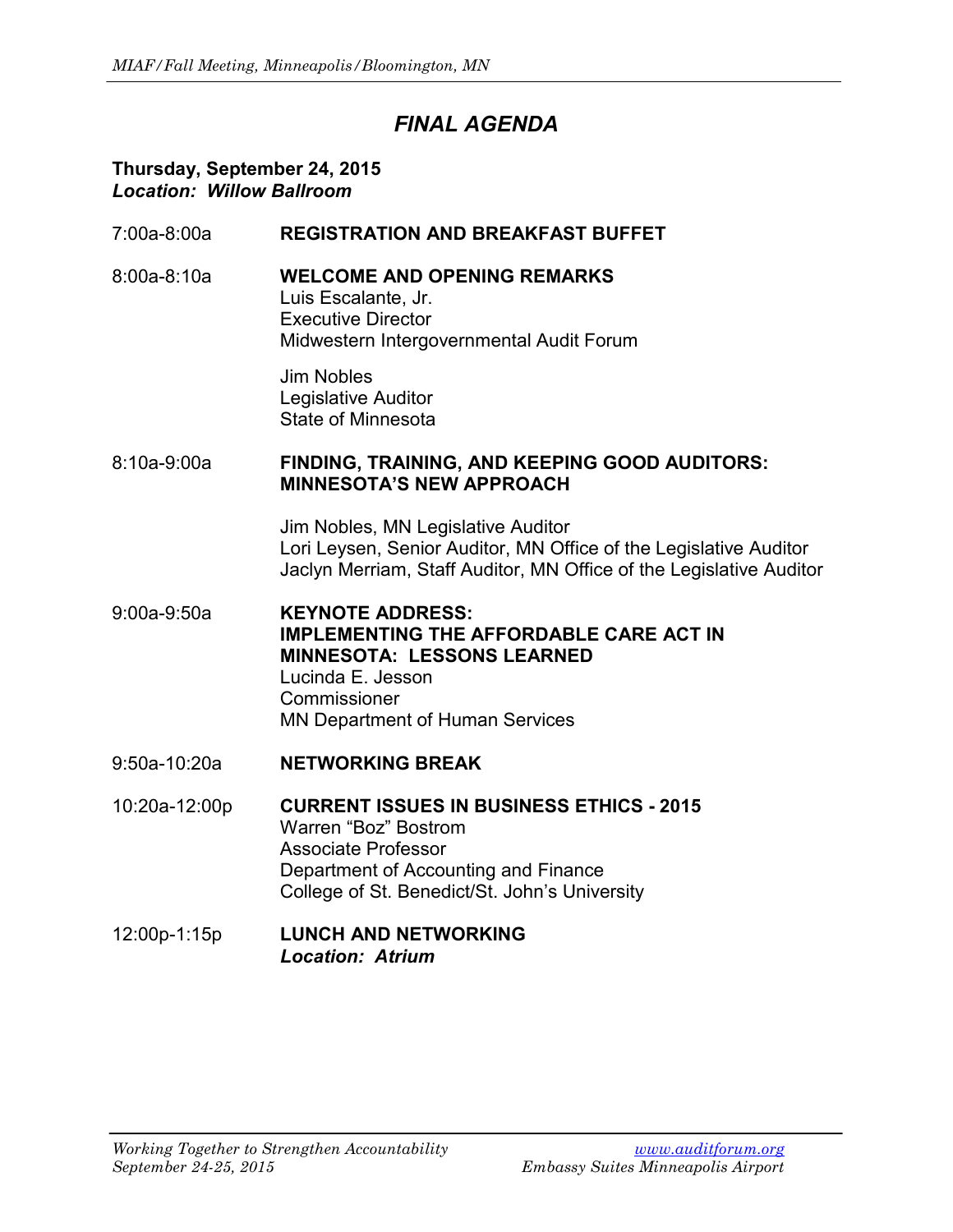# *FINAL AGENDA*

**Thursday, September 24, 2015**
***Location: Willow Ballroom***

| | |
|---|---|
| 7:00a-8:00a | **REGISTRATION AND BREAKFAST BUFFET** |
| 8:00a-8:10a | **WELCOME AND OPENING REMARKS**<br>Luis Escalante, Jr.<br>Executive Director<br>Midwestern Intergovernmental Audit Forum<br><br>Jim Nobles<br>Legislative Auditor<br>State of Minnesota |
| 8:10a-9:00a | **FINDING, TRAINING, AND KEEPING GOOD AUDITORS: MINNESOTA'S NEW APPROACH**<br><br>Jim Nobles, MN Legislative Auditor<br>Lori Leysen, Senior Auditor, MN Office of the Legislative Auditor<br>Jaclyn Merriam, Staff Auditor, MN Office of the Legislative Auditor |
| 9:00a-9:50a | **KEYNOTE ADDRESS: IMPLEMENTING THE AFFORDABLE CARE ACT IN MINNESOTA: LESSONS LEARNED**<br>Lucinda E. Jesson<br>Commissioner<br>MN Department of Human Services |
| 9:50a-10:20a | **NETWORKING BREAK** |
| 10:20a-12:00p | **CURRENT ISSUES IN BUSINESS ETHICS - 2015**<br>Warren "Boz" Bostrom<br>Associate Professor<br>Department of Accounting and Finance<br>College of St. Benedict/St. John's University |
| 12:00p-1:15p | **LUNCH AND NETWORKING**<br>***Location: Atrium*** |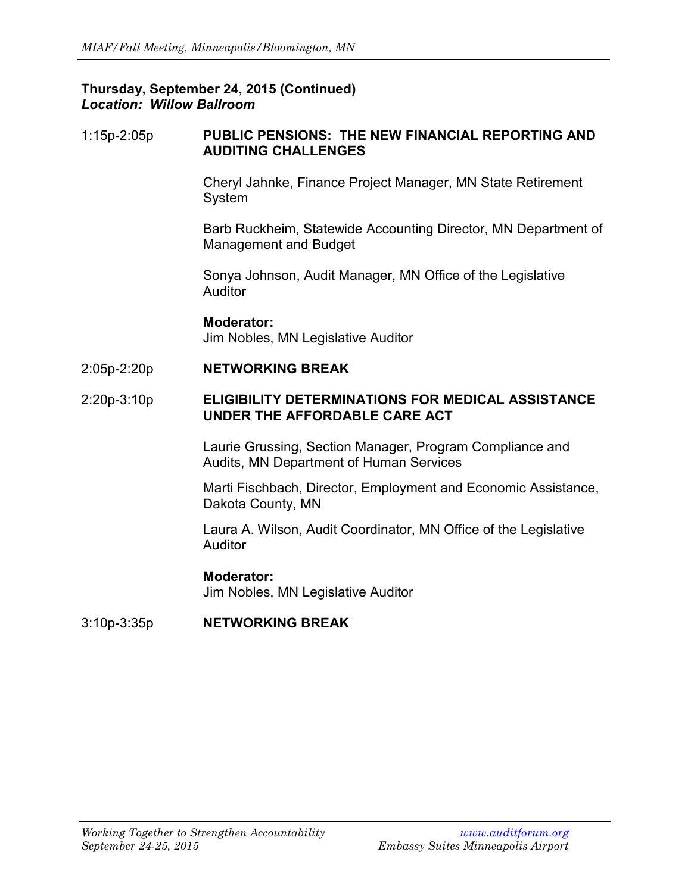**Thursday, September 24, 2015 (Continued)**
***Location: Willow Ballroom***

1:15p-2:05p **PUBLIC PENSIONS: THE NEW FINANCIAL REPORTING AND AUDITING CHALLENGES**

Cheryl Jahnke, Finance Project Manager, MN State Retirement System

Barb Ruckheim, Statewide Accounting Director, MN Department of Management and Budget

Sonya Johnson, Audit Manager, MN Office of the Legislative Auditor

**Moderator:**
Jim Nobles, MN Legislative Auditor

2:05p-2:20p **NETWORKING BREAK**

2:20p-3:10p **ELIGIBILITY DETERMINATIONS FOR MEDICAL ASSISTANCE UNDER THE AFFORDABLE CARE ACT**

Laurie Grussing, Section Manager, Program Compliance and Audits, MN Department of Human Services

Marti Fischbach, Director, Employment and Economic Assistance, Dakota County, MN

Laura A. Wilson, Audit Coordinator, MN Office of the Legislative Auditor

**Moderator:**
Jim Nobles, MN Legislative Auditor

3:10p-3:35p **NETWORKING BREAK**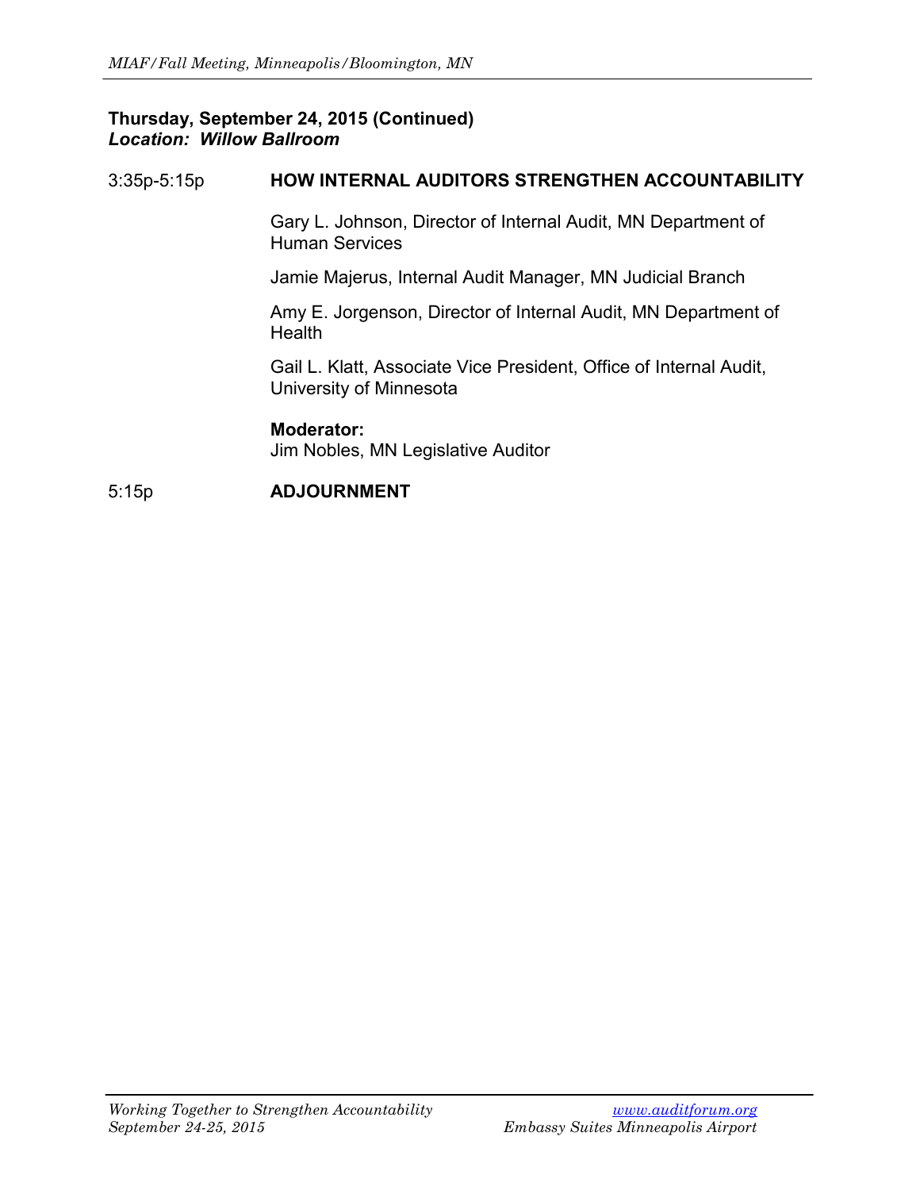**Thursday, September 24, 2015 (Continued)**
***Location: Willow Ballroom***

| | |
|---|---|
| 3:35p-5:15p | **HOW INTERNAL AUDITORS STRENGTHEN ACCOUNTABILITY** |
| | Gary L. Johnson, Director of Internal Audit, MN Department of Human Services |
| | Jamie Majerus, Internal Audit Manager, MN Judicial Branch |
| | Amy E. Jorgenson, Director of Internal Audit, MN Department of Health |
| | Gail L. Klatt, Associate Vice President, Office of Internal Audit, University of Minnesota |
| | **Moderator:** Jim Nobles, MN Legislative Auditor |
| 5:15p | **ADJOURNMENT** |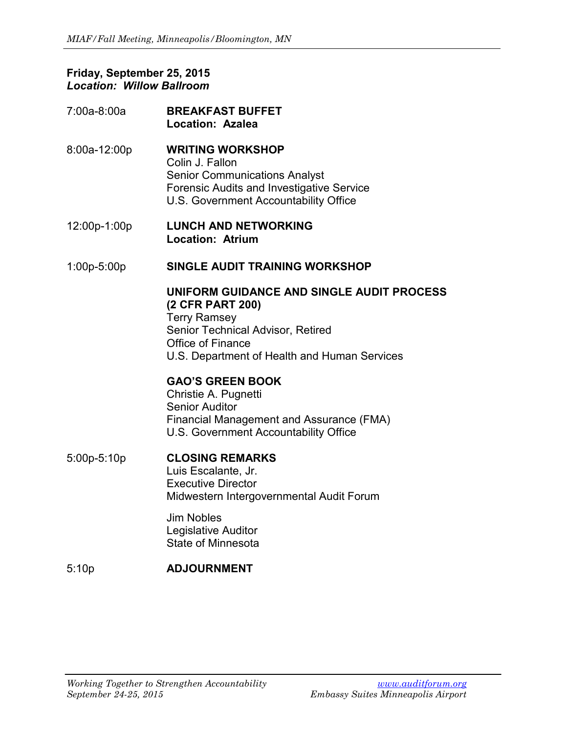**Friday, September 25, 2015**
***Location: Willow Ballroom***

| | | |
|---|---|---|
| 7:00a-8:00a | **BREAKFAST BUFFET**<br>**Location: Azalea** | |
| 8:00a-12:00p | **WRITING WORKSHOP**<br>Colin J. Fallon<br>Senior Communications Analyst<br>Forensic Audits and Investigative Service<br>U.S. Government Accountability Office | |
| 12:00p-1:00p | **LUNCH AND NETWORKING**<br>**Location: Atrium** | |
| 1:00p-5:00p | **SINGLE AUDIT TRAINING WORKSHOP** | |
| | **UNIFORM GUIDANCE AND SINGLE AUDIT PROCESS (2 CFR PART 200)**<br>Terry Ramsey<br>Senior Technical Advisor, Retired<br>Office of Finance<br>U.S. Department of Health and Human Services | |
| | **GAO'S GREEN BOOK**<br>Christie A. Pugnetti<br>Senior Auditor<br>Financial Management and Assurance (FMA)<br>U.S. Government Accountability Office | |
| 5:00p-5:10p | **CLOSING REMARKS**<br>Luis Escalante, Jr.<br>Executive Director<br>Midwestern Intergovernmental Audit Forum | |
| | Jim Nobles<br>Legislative Auditor<br>State of Minnesota | |
| 5:10p | **ADJOURNMENT** | |